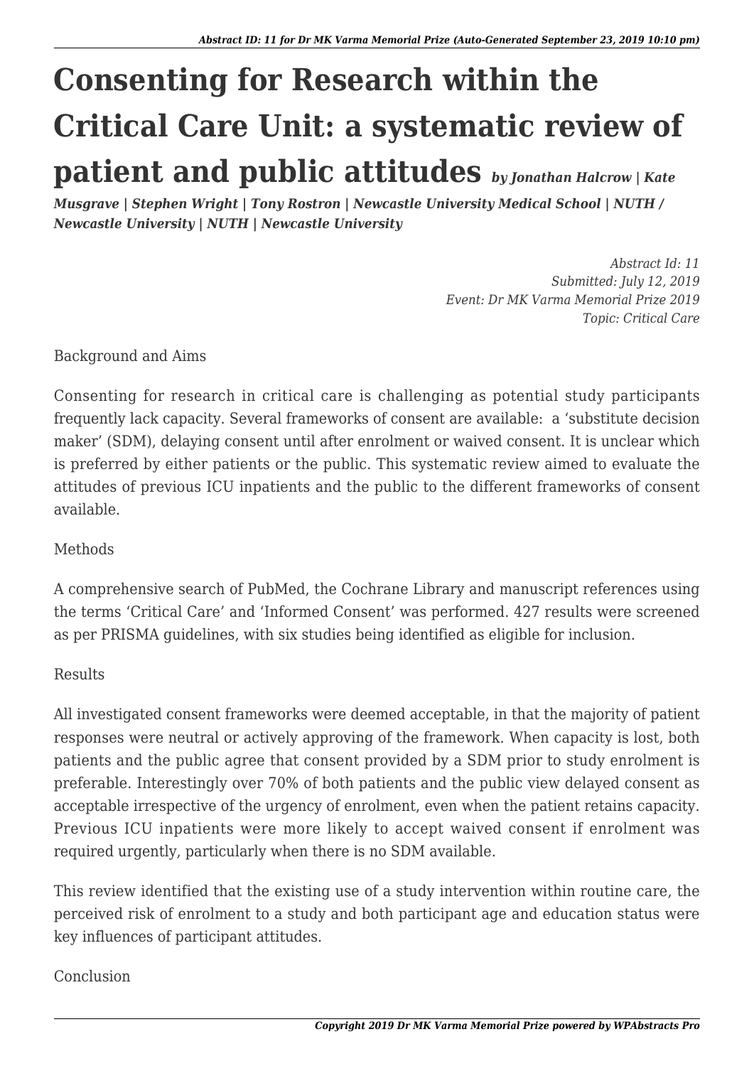# Consenting for Research within the Critical Care Unit: a systematic review of patient and public attitudes

***by Jonathan Halcrow | Kate Musgrave | Stephen Wright | Tony Rostron | Newcastle University Medical School | NUTH / Newcastle University | NUTH | Newcastle University***

*Abstract Id: 11*
*Submitted: July 12, 2019*
*Event: Dr MK Varma Memorial Prize 2019*
*Topic: Critical Care*

Background and Aims

Consenting for research in critical care is challenging as potential study participants frequently lack capacity. Several frameworks of consent are available: a 'substitute decision maker' (SDM), delaying consent until after enrolment or waived consent. It is unclear which is preferred by either patients or the public. This systematic review aimed to evaluate the attitudes of previous ICU inpatients and the public to the different frameworks of consent available.

Methods

A comprehensive search of PubMed, the Cochrane Library and manuscript references using the terms 'Critical Care' and 'Informed Consent' was performed. 427 results were screened as per PRISMA guidelines, with six studies being identified as eligible for inclusion.

Results

All investigated consent frameworks were deemed acceptable, in that the majority of patient responses were neutral or actively approving of the framework. When capacity is lost, both patients and the public agree that consent provided by a SDM prior to study enrolment is preferable. Interestingly over 70% of both patients and the public view delayed consent as acceptable irrespective of the urgency of enrolment, even when the patient retains capacity. Previous ICU inpatients were more likely to accept waived consent if enrolment was required urgently, particularly when there is no SDM available.

This review identified that the existing use of a study intervention within routine care, the perceived risk of enrolment to a study and both participant age and education status were key influences of participant attitudes.

Conclusion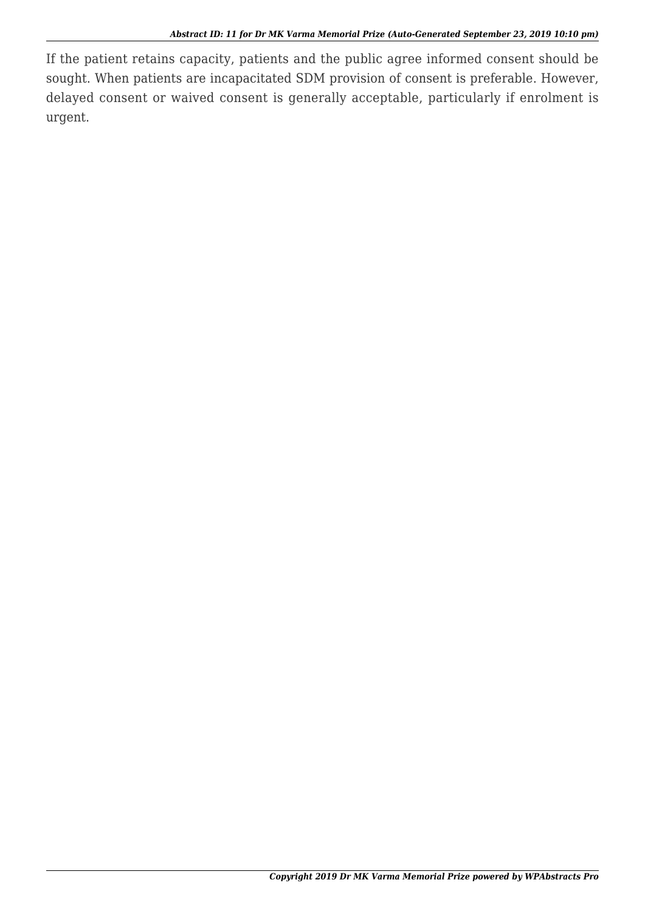If the patient retains capacity, patients and the public agree informed consent should be sought. When patients are incapacitated SDM provision of consent is preferable. However, delayed consent or waived consent is generally acceptable, particularly if enrolment is urgent.